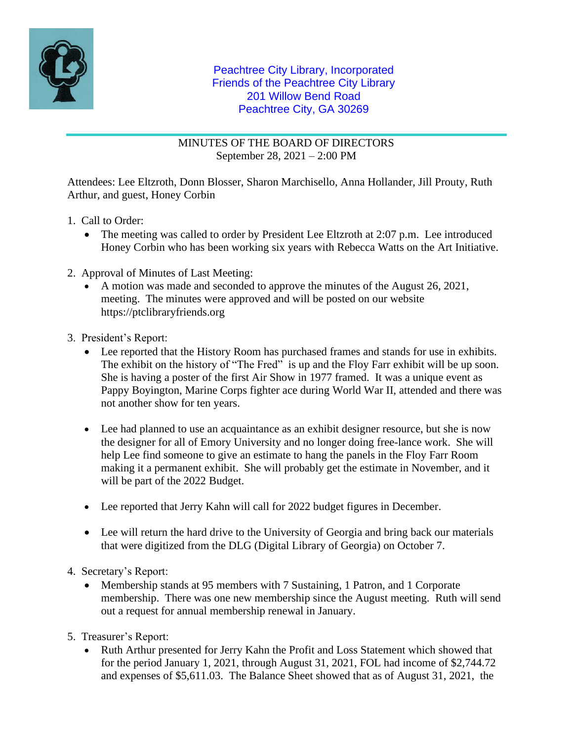Peachtree City Library, Incorporated
Friends of the Peachtree City Library
201 Willow Bend Road
Peachtree City, GA 30269

MINUTES OF THE BOARD OF DIRECTORS
September 28, 2021 – 2:00 PM

Attendees: Lee Eltzroth, Donn Blosser, Sharon Marchisello, Anna Hollander, Jill Prouty, Ruth Arthur, and guest, Honey Corbin

1. Call to Order:
   - The meeting was called to order by President Lee Eltzroth at 2:07 p.m. Lee introduced Honey Corbin who has been working six years with Rebecca Watts on the Art Initiative.

2. Approval of Minutes of Last Meeting:
   - A motion was made and seconded to approve the minutes of the August 26, 2021, meeting. The minutes were approved and will be posted on our website https://ptclibraryfriends.org

3. President's Report:
   - Lee reported that the History Room has purchased frames and stands for use in exhibits. The exhibit on the history of "The Fred" is up and the Floy Farr exhibit will be up soon. She is having a poster of the first Air Show in 1977 framed. It was a unique event as Pappy Boyington, Marine Corps fighter ace during World War II, attended and there was not another show for ten years.

   - Lee had planned to use an acquaintance as an exhibit designer resource, but she is now the designer for all of Emory University and no longer doing free-lance work. She will help Lee find someone to give an estimate to hang the panels in the Floy Farr Room making it a permanent exhibit. She will probably get the estimate in November, and it will be part of the 2022 Budget.

   - Lee reported that Jerry Kahn will call for 2022 budget figures in December.

   - Lee will return the hard drive to the University of Georgia and bring back our materials that were digitized from the DLG (Digital Library of Georgia) on October 7.

4. Secretary's Report:
   - Membership stands at 95 members with 7 Sustaining, 1 Patron, and 1 Corporate membership. There was one new membership since the August meeting. Ruth will send out a request for annual membership renewal in January.

5. Treasurer's Report:
   - Ruth Arthur presented for Jerry Kahn the Profit and Loss Statement which showed that for the period January 1, 2021, through August 31, 2021, FOL had income of $2,744.72 and expenses of $5,611.03. The Balance Sheet showed that as of August 31, 2021, the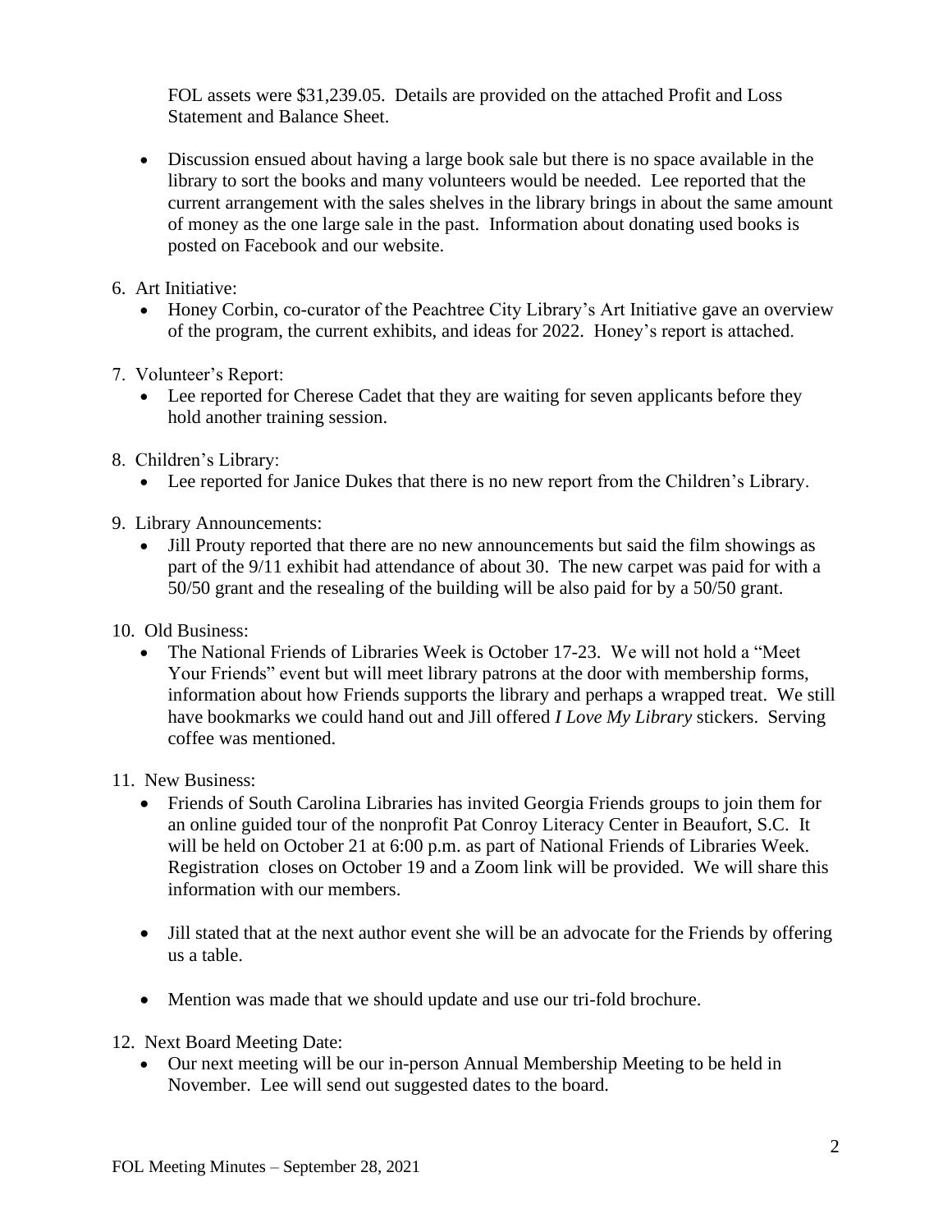FOL assets were $31,239.05. Details are provided on the attached Profit and Loss Statement and Balance Sheet.

- Discussion ensued about having a large book sale but there is no space available in the library to sort the books and many volunteers would be needed. Lee reported that the current arrangement with the sales shelves in the library brings in about the same amount of money as the one large sale in the past. Information about donating used books is posted on Facebook and our website.

6. Art Initiative:
   - Honey Corbin, co-curator of the Peachtree City Library's Art Initiative gave an overview of the program, the current exhibits, and ideas for 2022. Honey's report is attached.

7. Volunteer's Report:
   - Lee reported for Cherese Cadet that they are waiting for seven applicants before they hold another training session.

8. Children's Library:
   - Lee reported for Janice Dukes that there is no new report from the Children's Library.

9. Library Announcements:
   - Jill Prouty reported that there are no new announcements but said the film showings as part of the 9/11 exhibit had attendance of about 30. The new carpet was paid for with a 50/50 grant and the resealing of the building will be also paid for by a 50/50 grant.

10. Old Business:
    - The National Friends of Libraries Week is October 17-23. We will not hold a "Meet Your Friends" event but will meet library patrons at the door with membership forms, information about how Friends supports the library and perhaps a wrapped treat. We still have bookmarks we could hand out and Jill offered *I Love My Library* stickers. Serving coffee was mentioned.

11. New Business:
    - Friends of South Carolina Libraries has invited Georgia Friends groups to join them for an online guided tour of the nonprofit Pat Conroy Literacy Center in Beaufort, S.C. It will be held on October 21 at 6:00 p.m. as part of National Friends of Libraries Week. Registration closes on October 19 and a Zoom link will be provided. We will share this information with our members.

    - Jill stated that at the next author event she will be an advocate for the Friends by offering us a table.

    - Mention was made that we should update and use our tri-fold brochure.

12. Next Board Meeting Date:
    - Our next meeting will be our in-person Annual Membership Meeting to be held in November. Lee will send out suggested dates to the board.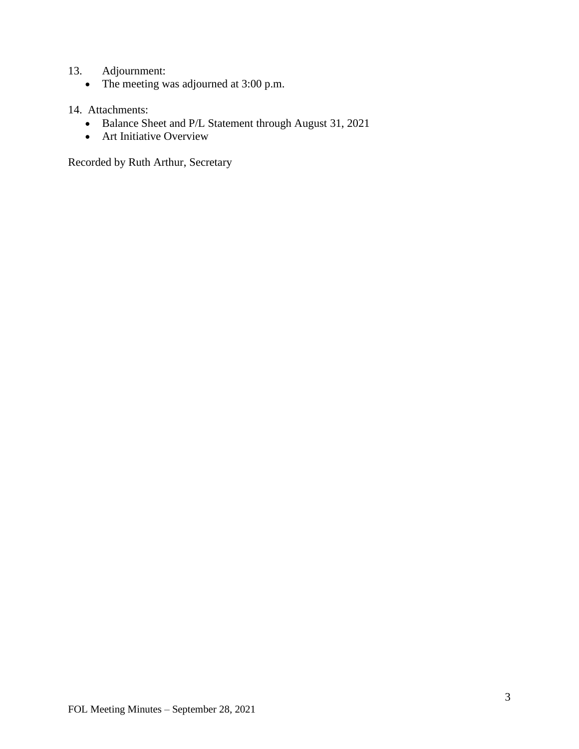13. Adjournment:
    - The meeting was adjourned at 3:00 p.m.

14. Attachments:
    - Balance Sheet and P/L Statement through August 31, 2021
    - Art Initiative Overview

Recorded by Ruth Arthur, Secretary